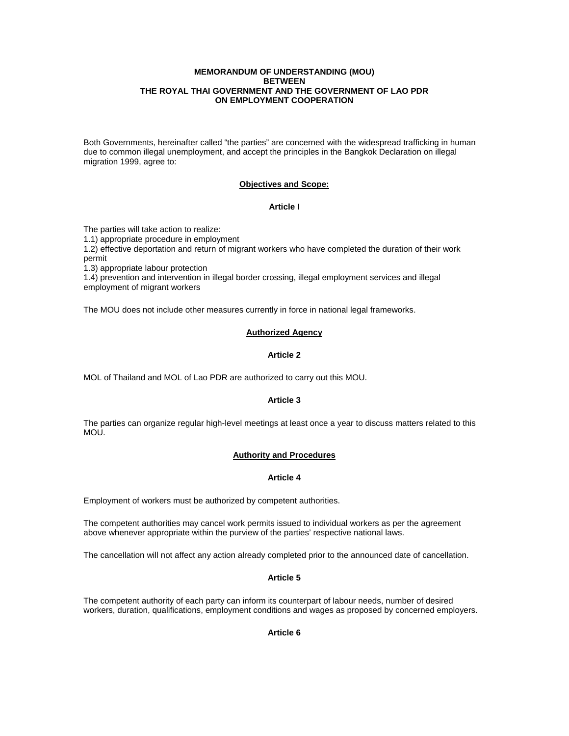# MEMORANDUM OF UNDERSTANDING (MOU) BETWEEN THE ROYAL THAI GOVERNMENT AND THE GOVERNMENT OF LAO PDR ON EMPLOYMENT COOPERATION

Both Governments, hereinafter called "the parties" are concerned with the widespread trafficking in human due to common illegal unemployment, and accept the principles in the Bangkok Declaration on illegal migration 1999, agree to:

## Objectives and Scope:

### Article I

The parties will take action to realize:
1.1) appropriate procedure in employment
1.2) effective deportation and return of migrant workers who have completed the duration of their work permit
1.3) appropriate labour protection
1.4) prevention and intervention in illegal border crossing, illegal employment services and illegal employment of migrant workers

The MOU does not include other measures currently in force in national legal frameworks.

## Authorized Agency

### Article 2

MOL of Thailand and MOL of Lao PDR are authorized to carry out this MOU.

### Article 3

The parties can organize regular high-level meetings at least once a year to discuss matters related to this MOU.

## Authority and Procedures

### Article 4

Employment of workers must be authorized by competent authorities.

The competent authorities may cancel work permits issued to individual workers as per the agreement above whenever appropriate within the purview of the parties' respective national laws.

The cancellation will not affect any action already completed prior to the announced date of cancellation.

### Article 5

The competent authority of each party can inform its counterpart of labour needs, number of desired workers, duration, qualifications, employment conditions and wages as proposed by concerned employers.

### Article 6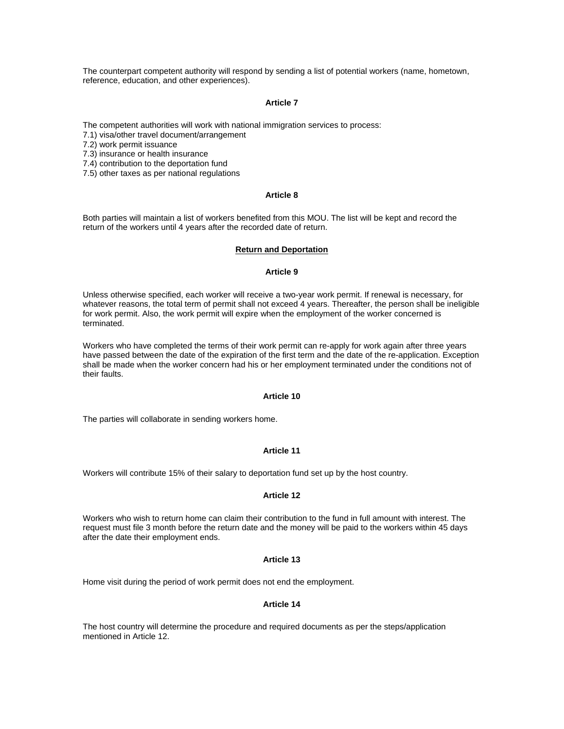The counterpart competent authority will respond by sending a list of potential workers (name, hometown, reference, education, and other experiences).

**Article 7**

The competent authorities will work with national immigration services to process:
7.1) visa/other travel document/arrangement
7.2) work permit issuance
7.3) insurance or health insurance
7.4) contribution to the deportation fund
7.5) other taxes as per national regulations

**Article 8**

Both parties will maintain a list of workers benefited from this MOU. The list will be kept and record the return of the workers until 4 years after the recorded date of return.

**Return and Deportation**

**Article 9**

Unless otherwise specified, each worker will receive a two-year work permit. If renewal is necessary, for whatever reasons, the total term of permit shall not exceed 4 years. Thereafter, the person shall be ineligible for work permit. Also, the work permit will expire when the employment of the worker concerned is terminated.

Workers who have completed the terms of their work permit can re-apply for work again after three years have passed between the date of the expiration of the first term and the date of the re-application. Exception shall be made when the worker concern had his or her employment terminated under the conditions not of their faults.

**Article 10**

The parties will collaborate in sending workers home.

**Article 11**

Workers will contribute 15% of their salary to deportation fund set up by the host country.

**Article 12**

Workers who wish to return home can claim their contribution to the fund in full amount with interest. The request must file 3 month before the return date and the money will be paid to the workers within 45 days after the date their employment ends.

**Article 13**

Home visit during the period of work permit does not end the employment.

**Article 14**

The host country will determine the procedure and required documents as per the steps/application mentioned in Article 12.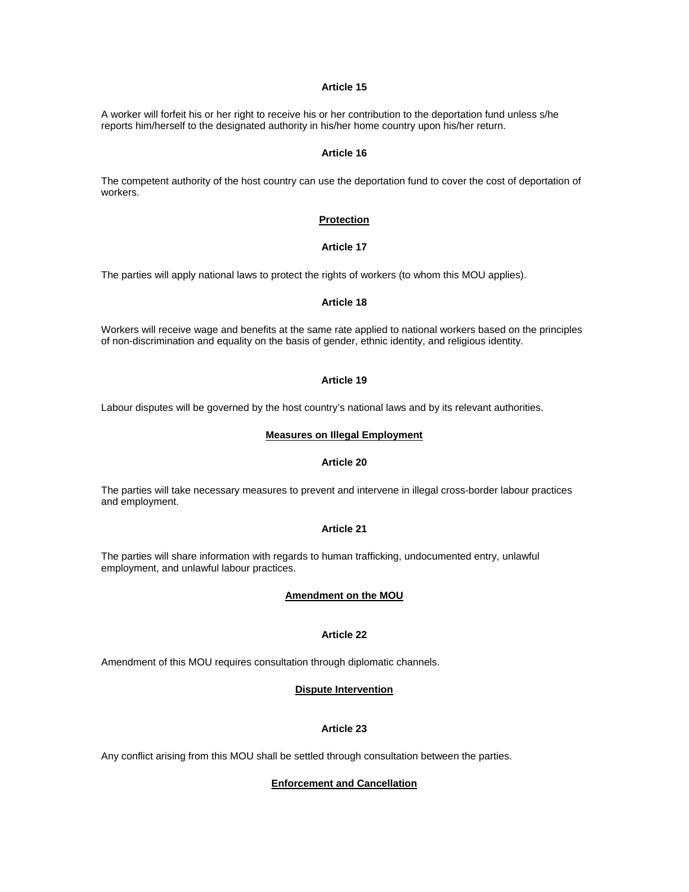**Article 15**

A worker will forfeit his or her right to receive his or her contribution to the deportation fund unless s/he reports him/herself to the designated authority in his/her home country upon his/her return.

**Article 16**

The competent authority of the host country can use the deportation fund to cover the cost of deportation of workers.

## <u>Protection</u>

**Article 17**

The parties will apply national laws to protect the rights of workers (to whom this MOU applies).

**Article 18**

Workers will receive wage and benefits at the same rate applied to national workers based on the principles of non-discrimination and equality on the basis of gender, ethnic identity, and religious identity.

**Article 19**

Labour disputes will be governed by the host country's national laws and by its relevant authorities.

## <u>Measures on Illegal Employment</u>

**Article 20**

The parties will take necessary measures to prevent and intervene in illegal cross-border labour practices and employment.

**Article 21**

The parties will share information with regards to human trafficking, undocumented entry, unlawful employment, and unlawful labour practices.

## <u>Amendment on the MOU</u>

**Article 22**

Amendment of this MOU requires consultation through diplomatic channels.

## <u>Dispute Intervention</u>

**Article 23**

Any conflict arising from this MOU shall be settled through consultation between the parties.

## <u>Enforcement and Cancellation</u>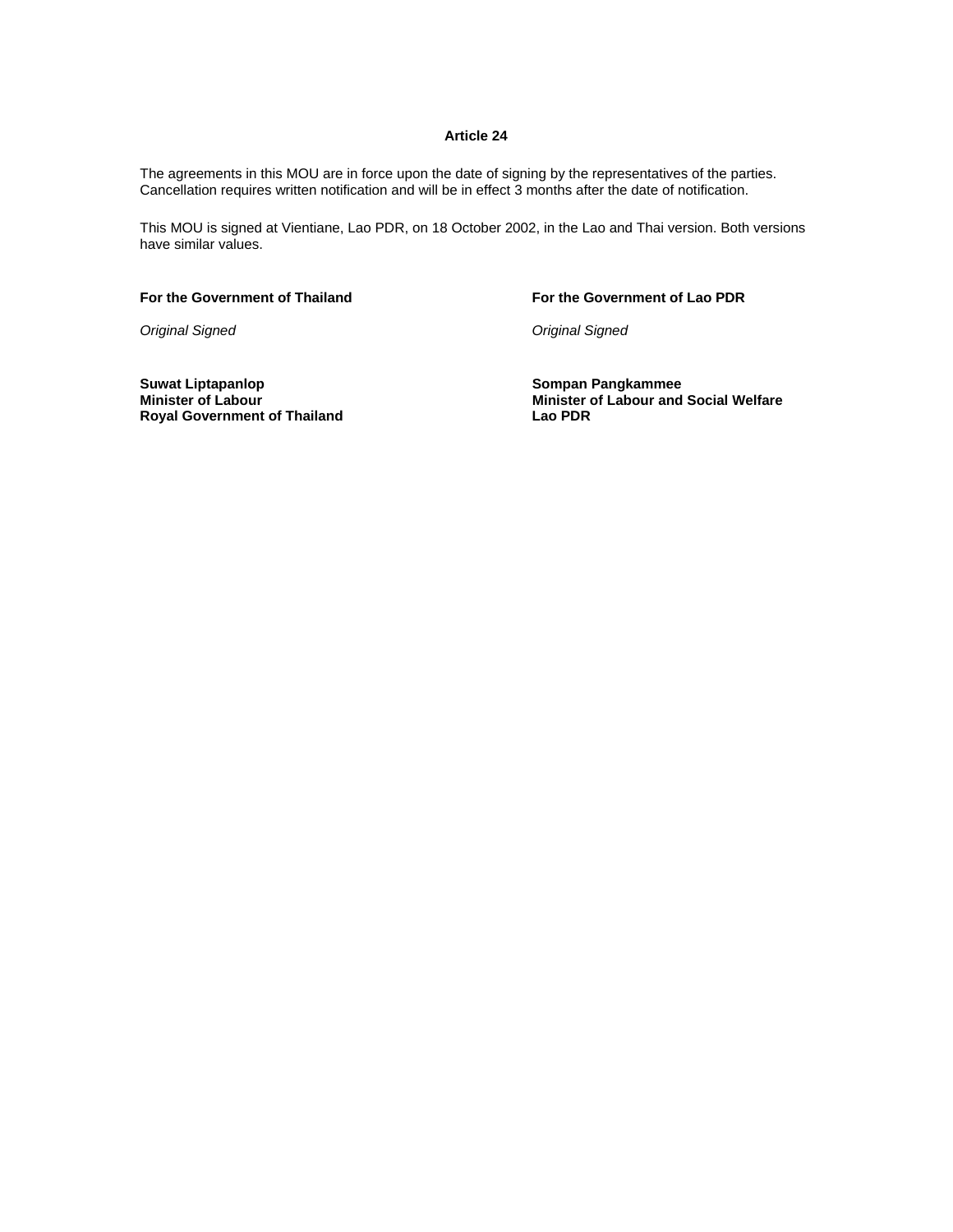### Article 24

The agreements in this MOU are in force upon the date of signing by the representatives of the parties. Cancellation requires written notification and will be in effect 3 months after the date of notification.

This MOU is signed at Vientiane, Lao PDR, on 18 October 2002, in the Lao and Thai version. Both versions have similar values.

**For the Government of Thailand**

*Original Signed*

**Suwat Liptapanlop**
**Minister of Labour**
**Royal Government of Thailand**

**For the Government of Lao PDR**

*Original Signed*

**Sompan Pangkammee**
**Minister of Labour and Social Welfare**
**Lao PDR**